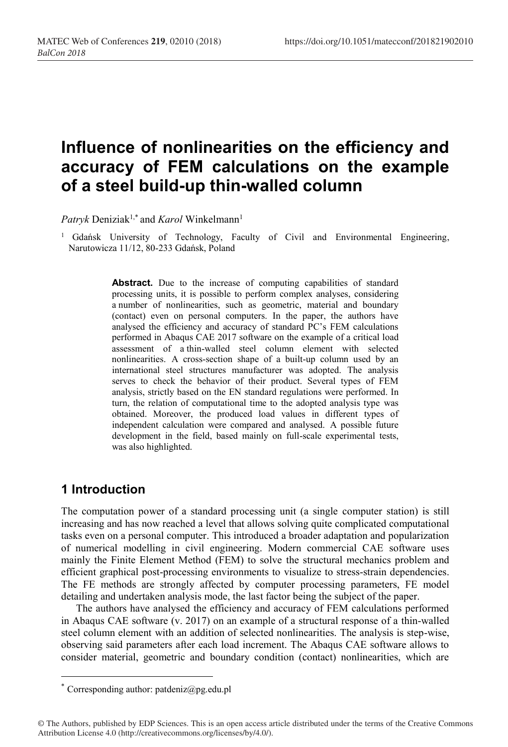# Influence of nonlinearities on the efficiency and accuracy of FEM calculations on the example of a steel build-up thin-walled column

*Patryk* Deniziak[1,*] and *Karol* Winkelmann[1]

[1] Gdańsk University of Technology, Faculty of Civil and Environmental Engineering, Narutowicza 11/12, 80-233 Gdańsk, Poland

**Abstract.** Due to the increase of computing capabilities of standard processing units, it is possible to perform complex analyses, considering a number of nonlinearities, such as geometric, material and boundary (contact) even on personal computers. In the paper, the authors have analysed the efficiency and accuracy of standard PC's FEM calculations performed in Abaqus CAE 2017 software on the example of a critical load assessment of a thin-walled steel column element with selected nonlinearities. A cross-section shape of a built-up column used by an international steel structures manufacturer was adopted. The analysis serves to check the behavior of their product. Several types of FEM analysis, strictly based on the EN standard regulations were performed. In turn, the relation of computational time to the adopted analysis type was obtained. Moreover, the produced load values in different types of independent calculation were compared and analysed. A possible future development in the field, based mainly on full-scale experimental tests, was also highlighted.

## 1 Introduction

The computation power of a standard processing unit (a single computer station) is still increasing and has now reached a level that allows solving quite complicated computational tasks even on a personal computer. This introduced a broader adaptation and popularization of numerical modelling in civil engineering. Modern commercial CAE software uses mainly the Finite Element Method (FEM) to solve the structural mechanics problem and efficient graphical post-processing environments to visualize to stress-strain dependencies. The FE methods are strongly affected by computer processing parameters, FE model detailing and undertaken analysis mode, the last factor being the subject of the paper.

The authors have analysed the efficiency and accuracy of FEM calculations performed in Abaqus CAE software (v. 2017) on an example of a structural response of a thin-walled steel column element with an addition of selected nonlinearities. The analysis is step-wise, observing said parameters after each load increment. The Abaqus CAE software allows to consider material, geometric and boundary condition (contact) nonlinearities, which are

---

[*] Corresponding author: patdeniz@pg.edu.pl

© The Authors, published by EDP Sciences. This is an open access article distributed under the terms of the Creative Commons Attribution License 4.0 (http://creativecommons.org/licenses/by/4.0/).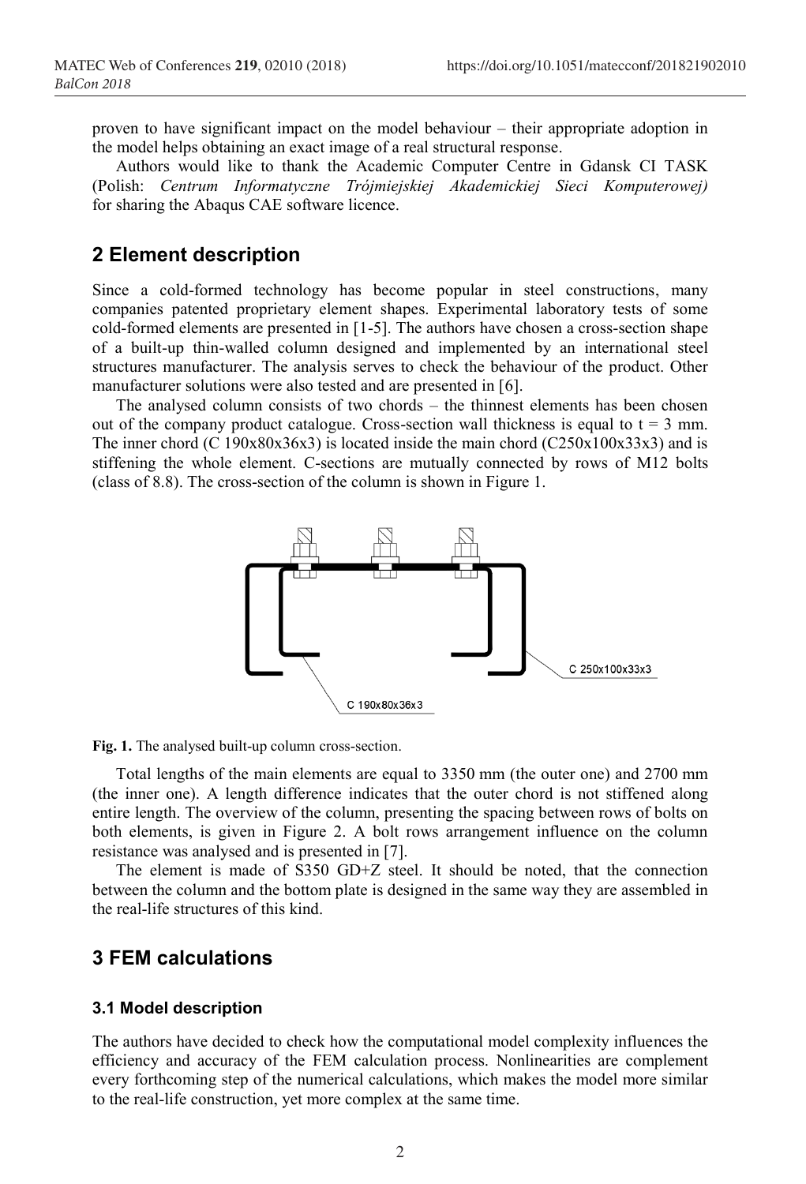proven to have significant impact on the model behaviour – their appropriate adoption in the model helps obtaining an exact image of a real structural response.

Authors would like to thank the Academic Computer Centre in Gdansk CI TASK (Polish: *Centrum Informatyczne Trójmiejskiej Akademickiej Sieci Komputerowej)* for sharing the Abaqus CAE software licence.

## 2 Element description

Since a cold-formed technology has become popular in steel constructions, many companies patented proprietary element shapes. Experimental laboratory tests of some cold-formed elements are presented in [1-5]. The authors have chosen a cross-section shape of a built-up thin-walled column designed and implemented by an international steel structures manufacturer. The analysis serves to check the behaviour of the product. Other manufacturer solutions were also tested and are presented in [6].

The analysed column consists of two chords – the thinnest elements has been chosen out of the company product catalogue. Cross-section wall thickness is equal to t = 3 mm. The inner chord (C 190x80x36x3) is located inside the main chord (C250x100x33x3) and is stiffening the whole element. C-sections are mutually connected by rows of M12 bolts (class of 8.8). The cross-section of the column is shown in Figure 1.

C 250x100x33x3

C 190x80x36x3

**Fig. 1.** The analysed built-up column cross-section.

Total lengths of the main elements are equal to 3350 mm (the outer one) and 2700 mm (the inner one). A length difference indicates that the outer chord is not stiffened along entire length. The overview of the column, presenting the spacing between rows of bolts on both elements, is given in Figure 2. A bolt rows arrangement influence on the column resistance was analysed and is presented in [7].

The element is made of S350 GD+Z steel. It should be noted, that the connection between the column and the bottom plate is designed in the same way they are assembled in the real-life structures of this kind.

## 3 FEM calculations

### 3.1 Model description

The authors have decided to check how the computational model complexity influences the efficiency and accuracy of the FEM calculation process. Nonlinearities are complement every forthcoming step of the numerical calculations, which makes the model more similar to the real-life construction, yet more complex at the same time.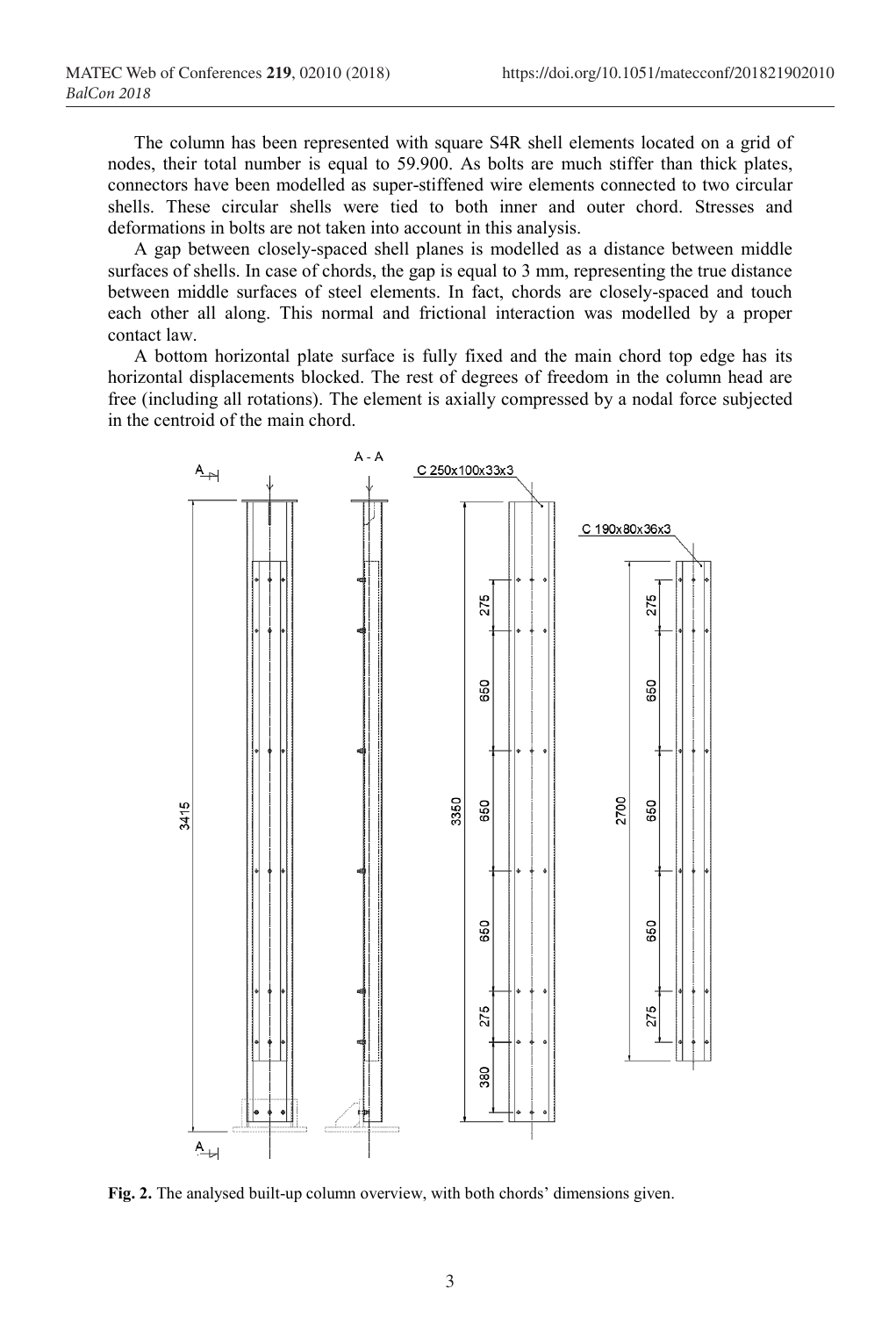The column has been represented with square S4R shell elements located on a grid of nodes, their total number is equal to 59.900. As bolts are much stiffer than thick plates, connectors have been modelled as super-stiffened wire elements connected to two circular shells. These circular shells were tied to both inner and outer chord. Stresses and deformations in bolts are not taken into account in this analysis.

A gap between closely-spaced shell planes is modelled as a distance between middle surfaces of shells. In case of chords, the gap is equal to 3 mm, representing the true distance between middle surfaces of steel elements. In fact, chords are closely-spaced and touch each other all along. This normal and frictional interaction was modelled by a proper contact law.

A bottom horizontal plate surface is fully fixed and the main chord top edge has its horizontal displacements blocked. The rest of degrees of freedom in the column head are free (including all rotations). The element is axially compressed by a nodal force subjected in the centroid of the main chord.

**Fig. 2.** The analysed built-up column overview, with both chords' dimensions given.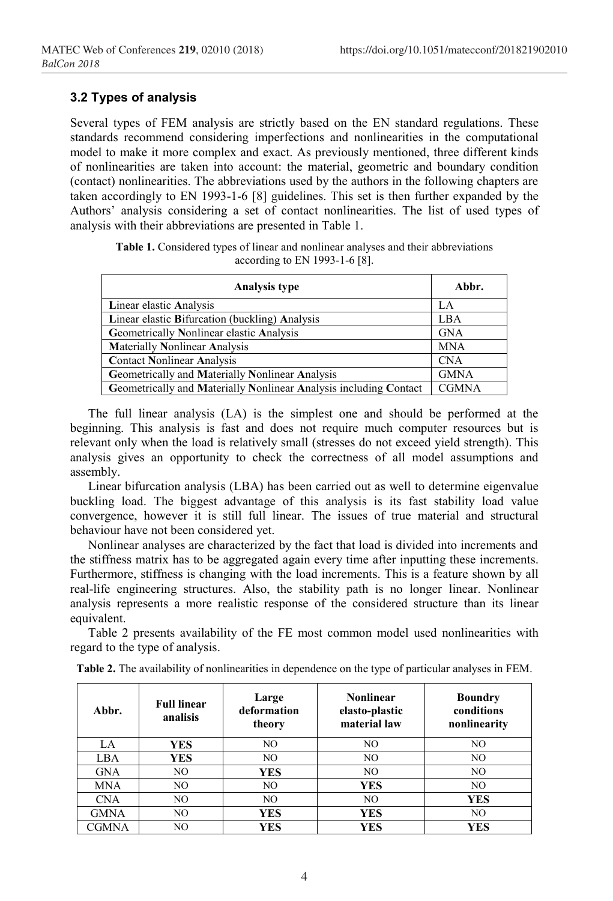### 3.2 Types of analysis

Several types of FEM analysis are strictly based on the EN standard regulations. These standards recommend considering imperfections and nonlinearities in the computational model to make it more complex and exact. As previously mentioned, three different kinds of nonlinearities are taken into account: the material, geometric and boundary condition (contact) nonlinearities. The abbreviations used by the authors in the following chapters are taken accordingly to EN 1993-1-6 [8] guidelines. This set is then further expanded by the Authors' analysis considering a set of contact nonlinearities. The list of used types of analysis with their abbreviations are presented in Table 1.

**Table 1.** Considered types of linear and nonlinear analyses and their abbreviations according to EN 1993-1-6 [8].

| Analysis type | Abbr. |
|---|---|
| **L**inear elastic **A**nalysis | LA |
| **L**inear elastic **B**ifurcation (buckling) **A**nalysis | LBA |
| **G**eometrically **N**onlinear elastic **A**nalysis | GNA |
| **M**aterially **N**onlinear **A**nalysis | MNA |
| **C**ontact **N**onlinear **A**nalysis | CNA |
| **G**eometrically and **M**aterially **N**onlinear **A**nalysis | GMNA |
| **G**eometrically and **M**aterially **N**onlinear **A**nalysis including **C**ontact | CGMNA |

The full linear analysis (LA) is the simplest one and should be performed at the beginning. This analysis is fast and does not require much computer resources but is relevant only when the load is relatively small (stresses do not exceed yield strength). This analysis gives an opportunity to check the correctness of all model assumptions and assembly.

Linear bifurcation analysis (LBA) has been carried out as well to determine eigenvalue buckling load. The biggest advantage of this analysis is its fast stability load value convergence, however it is still full linear. The issues of true material and structural behaviour have not been considered yet.

Nonlinear analyses are characterized by the fact that load is divided into increments and the stiffness matrix has to be aggregated again every time after inputting these increments. Furthermore, stiffness is changing with the load increments. This is a feature shown by all real-life engineering structures. Also, the stability path is no longer linear. Nonlinear analysis represents a more realistic response of the considered structure than its linear equivalent.

Table 2 presents availability of the FE most common model used nonlinearities with regard to the type of analysis.

**Table 2.** The availability of nonlinearities in dependence on the type of particular analyses in FEM.

| Abbr. | Full linear analisis | Large deformation theory | Nonlinear elasto-plastic material law | Boundry conditions nonlinearity |
|---|---|---|---|---|
| LA | **YES** | NO | NO | NO |
| LBA | **YES** | NO | NO | NO |
| GNA | NO | **YES** | NO | NO |
| MNA | NO | NO | **YES** | NO |
| CNA | NO | NO | NO | **YES** |
| GMNA | NO | **YES** | **YES** | NO |
| CGMNA | NO | **YES** | **YES** | **YES** |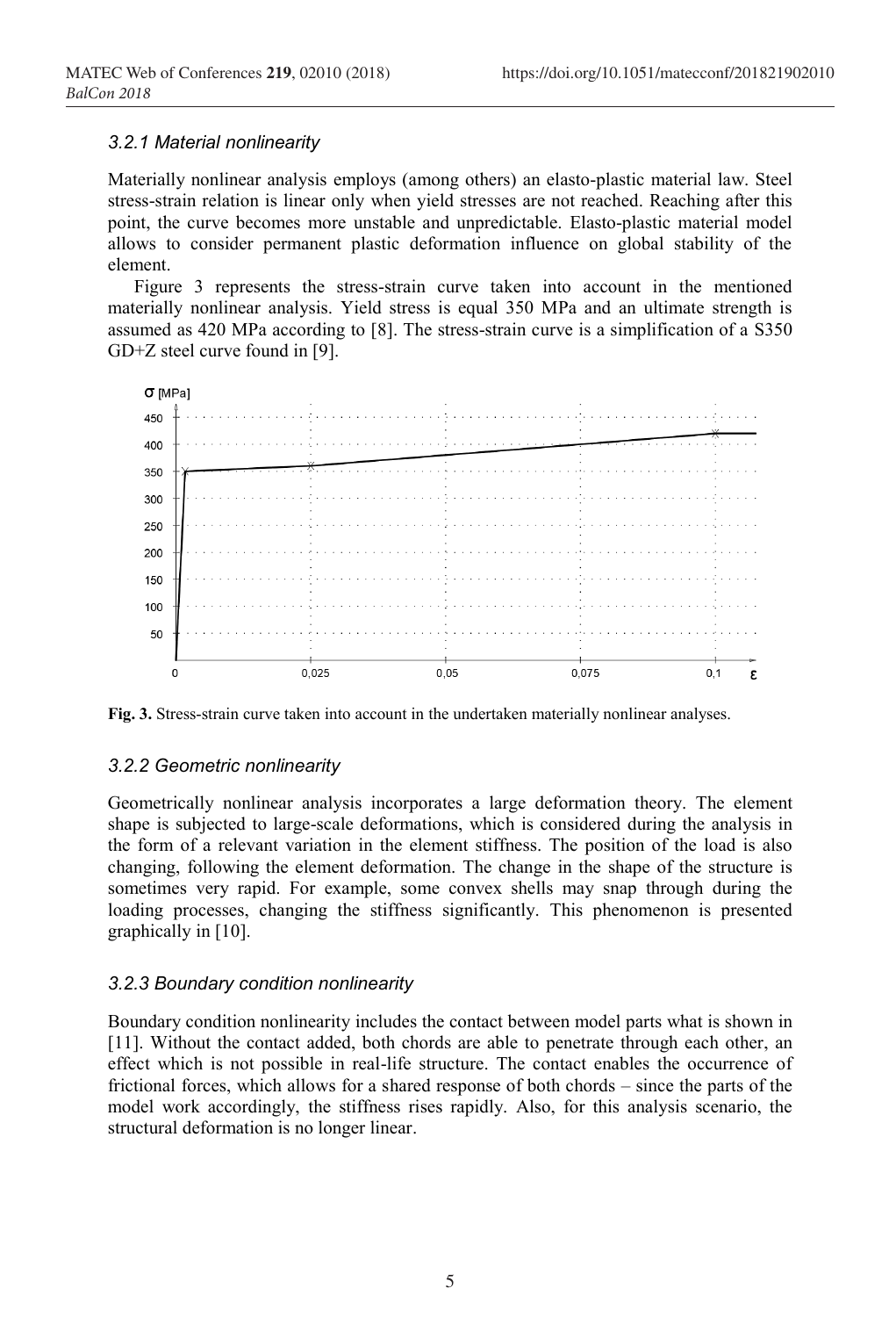### 3.2.1 Material nonlinearity

Materially nonlinear analysis employs (among others) an elasto-plastic material law. Steel stress-strain relation is linear only when yield stresses are not reached. Reaching after this point, the curve becomes more unstable and unpredictable. Elasto-plastic material model allows to consider permanent plastic deformation influence on global stability of the element.

Figure 3 represents the stress-strain curve taken into account in the mentioned materially nonlinear analysis. Yield stress is equal 350 MPa and an ultimate strength is assumed as 420 MPa according to [8]. The stress-strain curve is a simplification of a S350 GD+Z steel curve found in [9].

**Fig. 3.** Stress-strain curve taken into account in the undertaken materially nonlinear analyses.

### 3.2.2 Geometric nonlinearity

Geometrically nonlinear analysis incorporates a large deformation theory. The element shape is subjected to large-scale deformations, which is considered during the analysis in the form of a relevant variation in the element stiffness. The position of the load is also changing, following the element deformation. The change in the shape of the structure is sometimes very rapid. For example, some convex shells may snap through during the loading processes, changing the stiffness significantly. This phenomenon is presented graphically in [10].

### 3.2.3 Boundary condition nonlinearity

Boundary condition nonlinearity includes the contact between model parts what is shown in [11]. Without the contact added, both chords are able to penetrate through each other, an effect which is not possible in real-life structure. The contact enables the occurrence of frictional forces, which allows for a shared response of both chords – since the parts of the model work accordingly, the stiffness rises rapidly. Also, for this analysis scenario, the structural deformation is no longer linear.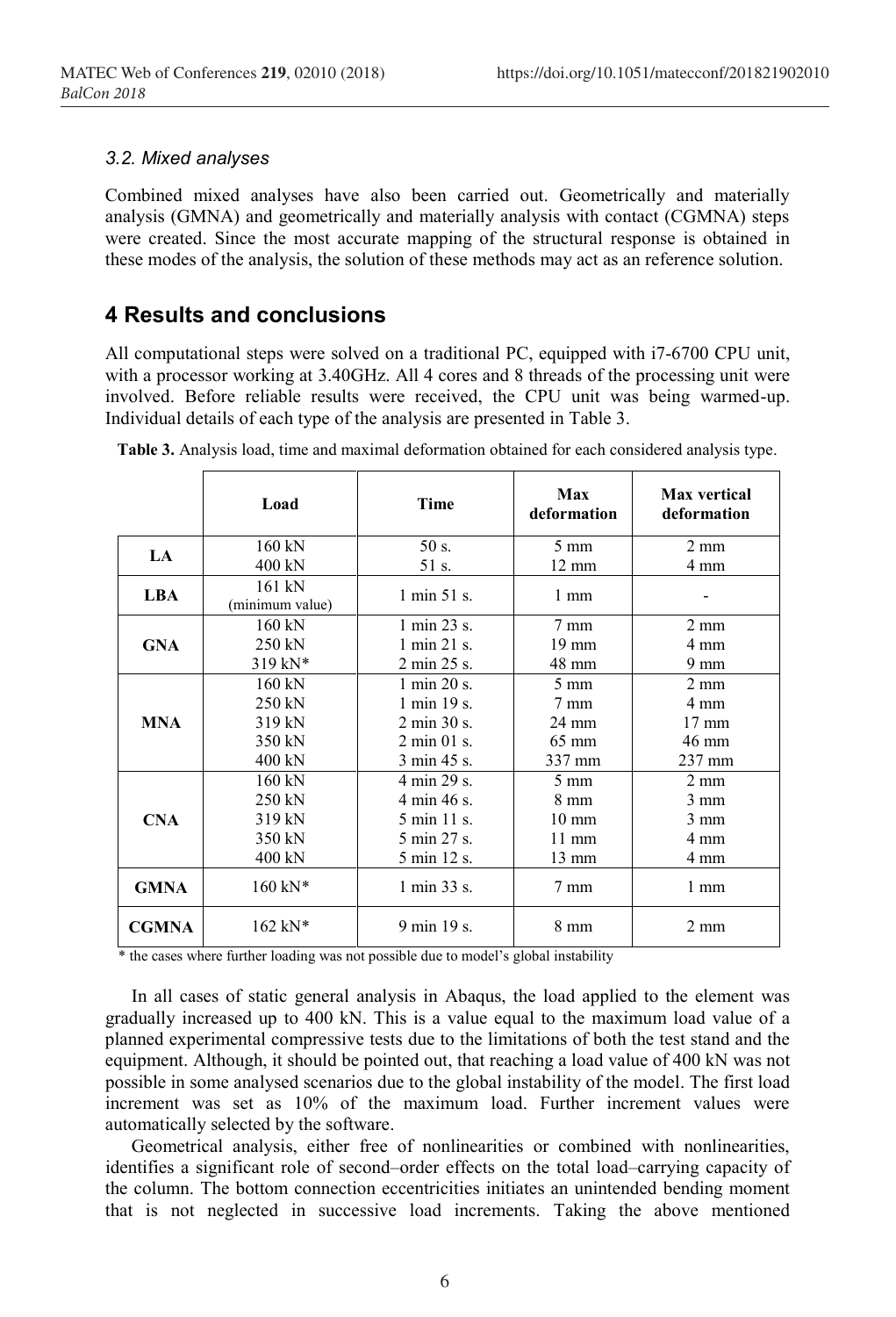### *3.2. Mixed analyses*

Combined mixed analyses have also been carried out. Geometrically and materially analysis (GMNA) and geometrically and materially analysis with contact (CGMNA) steps were created. Since the most accurate mapping of the structural response is obtained in these modes of the analysis, the solution of these methods may act as an reference solution.

## 4 Results and conclusions

All computational steps were solved on a traditional PC, equipped with i7-6700 CPU unit, with a processor working at 3.40GHz. All 4 cores and 8 threads of the processing unit were involved. Before reliable results were received, the CPU unit was being warmed-up. Individual details of each type of the analysis are presented in Table 3.

**Table 3.** Analysis load, time and maximal deformation obtained for each considered analysis type.

| | Load | Time | Max deformation | Max vertical deformation |
|---|---|---|---|---|
| **LA** | 160 kN<br>400 kN | 50 s.<br>51 s. | 5 mm<br>12 mm | 2 mm<br>4 mm |
| **LBA** | 161 kN<br>(minimum value) | 1 min 51 s. | 1 mm | - |
| **GNA** | 160 kN<br>250 kN<br>319 kN* | 1 min 23 s.<br>1 min 21 s.<br>2 min 25 s. | 7 mm<br>19 mm<br>48 mm | 2 mm<br>4 mm<br>9 mm |
| **MNA** | 160 kN<br>250 kN<br>319 kN<br>350 kN<br>400 kN | 1 min 20 s.<br>1 min 19 s.<br>2 min 30 s.<br>2 min 01 s.<br>3 min 45 s. | 5 mm<br>7 mm<br>24 mm<br>65 mm<br>337 mm | 2 mm<br>4 mm<br>17 mm<br>46 mm<br>237 mm |
| **CNA** | 160 kN<br>250 kN<br>319 kN<br>350 kN<br>400 kN | 4 min 29 s.<br>4 min 46 s.<br>5 min 11 s.<br>5 min 27 s.<br>5 min 12 s. | 5 mm<br>8 mm<br>10 mm<br>11 mm<br>13 mm | 2 mm<br>3 mm<br>3 mm<br>4 mm<br>4 mm |
| **GMNA** | 160 kN* | 1 min 33 s. | 7 mm | 1 mm |
| **CGMNA** | 162 kN* | 9 min 19 s. | 8 mm | 2 mm |

\* the cases where further loading was not possible due to model's global instability

In all cases of static general analysis in Abaqus, the load applied to the element was gradually increased up to 400 kN. This is a value equal to the maximum load value of a planned experimental compressive tests due to the limitations of both the test stand and the equipment. Although, it should be pointed out, that reaching a load value of 400 kN was not possible in some analysed scenarios due to the global instability of the model. The first load increment was set as 10% of the maximum load. Further increment values were automatically selected by the software.

Geometrical analysis, either free of nonlinearities or combined with nonlinearities, identifies a significant role of second–order effects on the total load–carrying capacity of the column. The bottom connection eccentricities initiates an unintended bending moment that is not neglected in successive load increments. Taking the above mentioned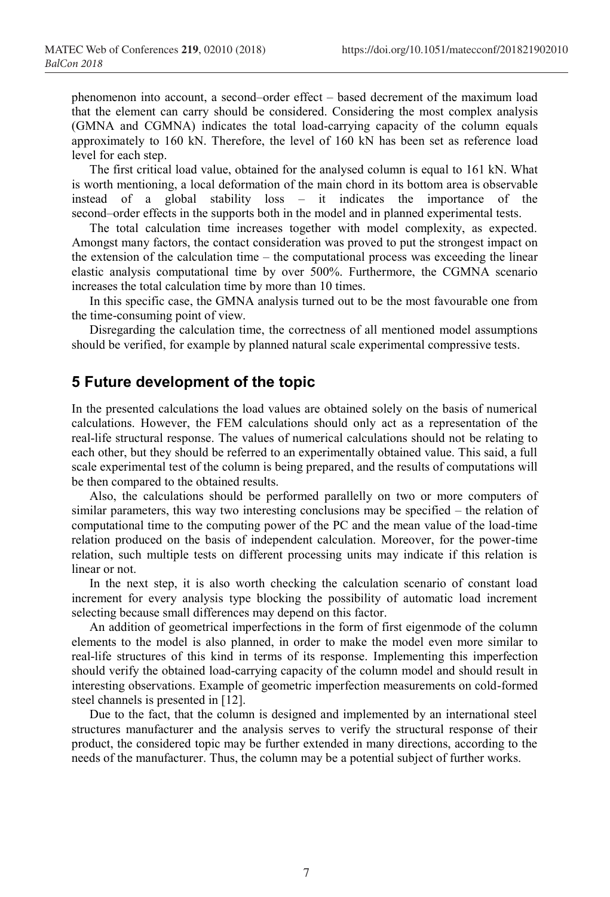phenomenon into account, a second–order effect – based decrement of the maximum load that the element can carry should be considered. Considering the most complex analysis (GMNA and CGMNA) indicates the total load-carrying capacity of the column equals approximately to 160 kN. Therefore, the level of 160 kN has been set as reference load level for each step.

The first critical load value, obtained for the analysed column is equal to 161 kN. What is worth mentioning, a local deformation of the main chord in its bottom area is observable instead of a global stability loss – it indicates the importance of the second–order effects in the supports both in the model and in planned experimental tests.

The total calculation time increases together with model complexity, as expected. Amongst many factors, the contact consideration was proved to put the strongest impact on the extension of the calculation time – the computational process was exceeding the linear elastic analysis computational time by over 500%. Furthermore, the CGMNA scenario increases the total calculation time by more than 10 times.

In this specific case, the GMNA analysis turned out to be the most favourable one from the time-consuming point of view.

Disregarding the calculation time, the correctness of all mentioned model assumptions should be verified, for example by planned natural scale experimental compressive tests.

## 5 Future development of the topic

In the presented calculations the load values are obtained solely on the basis of numerical calculations. However, the FEM calculations should only act as a representation of the real-life structural response. The values of numerical calculations should not be relating to each other, but they should be referred to an experimentally obtained value. This said, a full scale experimental test of the column is being prepared, and the results of computations will be then compared to the obtained results.

Also, the calculations should be performed parallelly on two or more computers of similar parameters, this way two interesting conclusions may be specified – the relation of computational time to the computing power of the PC and the mean value of the load-time relation produced on the basis of independent calculation. Moreover, for the power-time relation, such multiple tests on different processing units may indicate if this relation is linear or not.

In the next step, it is also worth checking the calculation scenario of constant load increment for every analysis type blocking the possibility of automatic load increment selecting because small differences may depend on this factor.

An addition of geometrical imperfections in the form of first eigenmode of the column elements to the model is also planned, in order to make the model even more similar to real-life structures of this kind in terms of its response. Implementing this imperfection should verify the obtained load-carrying capacity of the column model and should result in interesting observations. Example of geometric imperfection measurements on cold-formed steel channels is presented in [12].

Due to the fact, that the column is designed and implemented by an international steel structures manufacturer and the analysis serves to verify the structural response of their product, the considered topic may be further extended in many directions, according to the needs of the manufacturer. Thus, the column may be a potential subject of further works.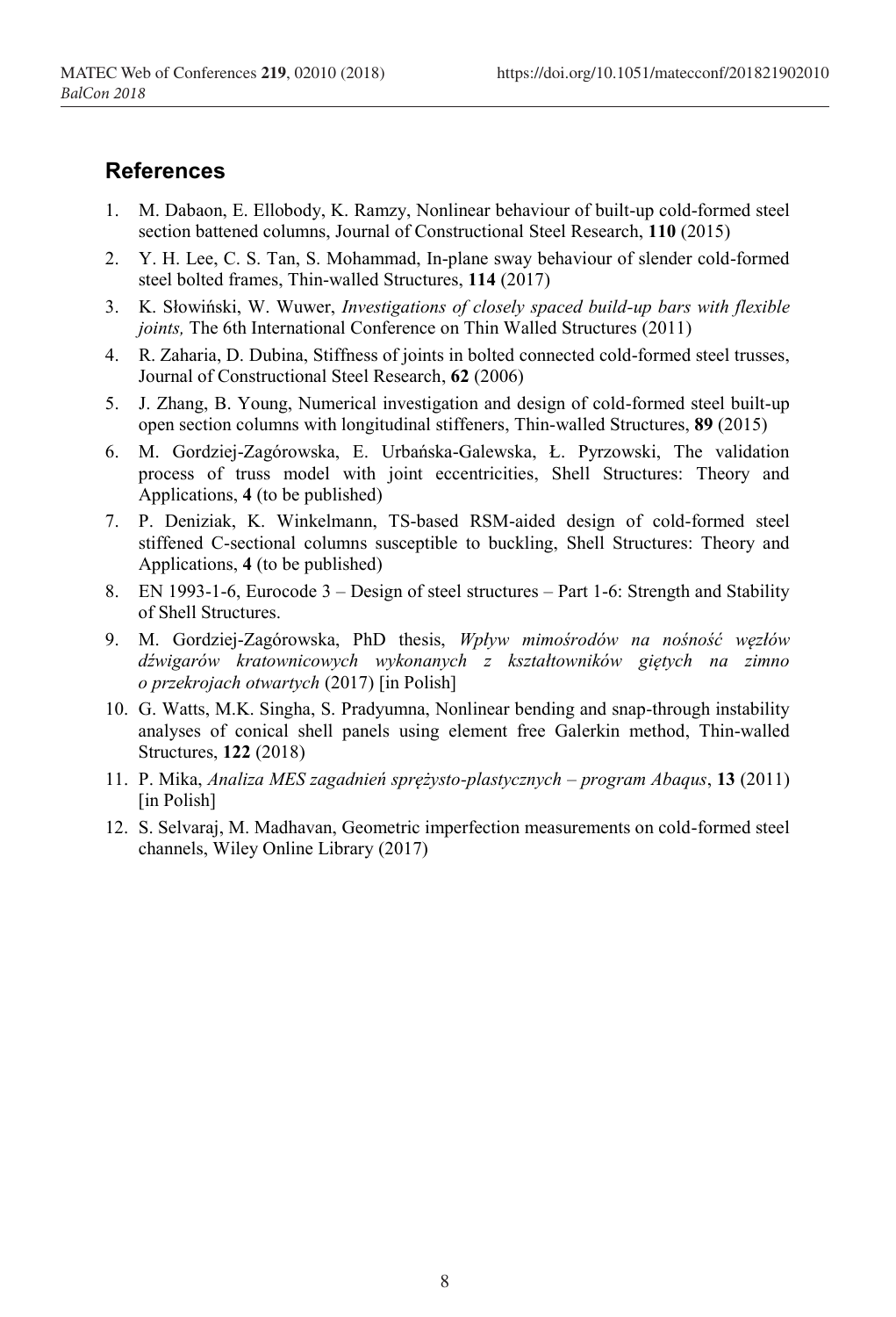## References

1. M. Dabaon, E. Ellobody, K. Ramzy, Nonlinear behaviour of built-up cold-formed steel section battened columns, Journal of Constructional Steel Research, **110** (2015)
2. Y. H. Lee, C. S. Tan, S. Mohammad, In-plane sway behaviour of slender cold-formed steel bolted frames, Thin-walled Structures, **114** (2017)
3. K. Słowiński, W. Wuwer, *Investigations of closely spaced build-up bars with flexible joints,* The 6th International Conference on Thin Walled Structures (2011)
4. R. Zaharia, D. Dubina, Stiffness of joints in bolted connected cold-formed steel trusses, Journal of Constructional Steel Research, **62** (2006)
5. J. Zhang, B. Young, Numerical investigation and design of cold-formed steel built-up open section columns with longitudinal stiffeners, Thin-walled Structures, **89** (2015)
6. M. Gordziej-Zagórowska, E. Urbańska-Galewska, Ł. Pyrzowski, The validation process of truss model with joint eccentricities, Shell Structures: Theory and Applications, **4** (to be published)
7. P. Deniziak, K. Winkelmann, TS-based RSM-aided design of cold-formed steel stiffened C-sectional columns susceptible to buckling, Shell Structures: Theory and Applications, **4** (to be published)
8. EN 1993-1-6, Eurocode 3 – Design of steel structures – Part 1-6: Strength and Stability of Shell Structures.
9. M. Gordziej-Zagórowska, PhD thesis, *Wpływ mimośrodów na nośność węzłów dźwigarów kratownicowych wykonanych z kształtowników giętych na zimno o przekrojach otwartych* (2017) [in Polish]
10. G. Watts, M.K. Singha, S. Pradyumna, Nonlinear bending and snap-through instability analyses of conical shell panels using element free Galerkin method, Thin-walled Structures, **122** (2018)
11. P. Mika, *Analiza MES zagadnień sprężysto-plastycznych – program Abaqus*, **13** (2011) [in Polish]
12. S. Selvaraj, M. Madhavan, Geometric imperfection measurements on cold-formed steel channels, Wiley Online Library (2017)